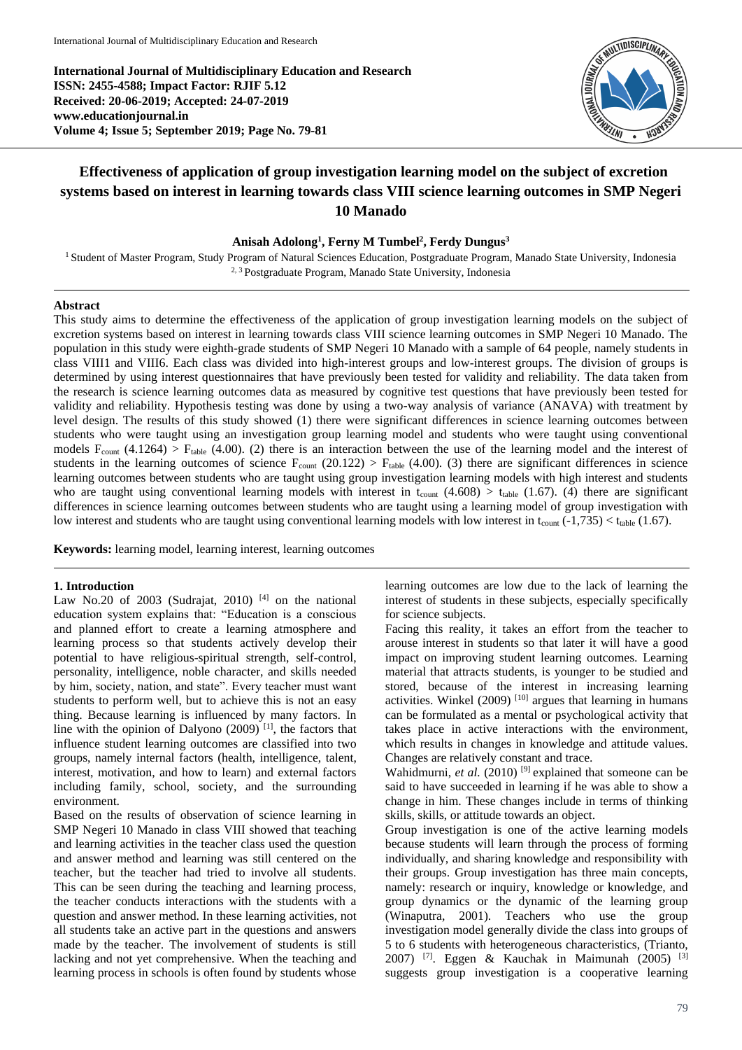International Journal of Multidisciplinary Education and Research
ISSN: 2455-4588; Impact Factor: RJIF 5.12
Received: 20-06-2019; Accepted: 24-07-2019
www.educationjournal.in
Volume 4; Issue 5; September 2019; Page No. 79-81

# Effectiveness of application of group investigation learning model on the subject of excretion systems based on interest in learning towards class VIII science learning outcomes in SMP Negeri 10 Manado

**Anisah Adolong[1], Ferny M Tumbel[2], Ferdy Dungus[3]**

[1] Student of Master Program, Study Program of Natural Sciences Education, Postgraduate Program, Manado State University, Indonesia
[2, 3] Postgraduate Program, Manado State University, Indonesia

## Abstract

This study aims to determine the effectiveness of the application of group investigation learning models on the subject of excretion systems based on interest in learning towards class VIII science learning outcomes in SMP Negeri 10 Manado. The population in this study were eighth-grade students of SMP Negeri 10 Manado with a sample of 64 people, namely students in class VIII1 and VIII6. Each class was divided into high-interest groups and low-interest groups. The division of groups is determined by using interest questionnaires that have previously been tested for validity and reliability. The data taken from the research is science learning outcomes data as measured by cognitive test questions that have previously been tested for validity and reliability. Hypothesis testing was done by using a two-way analysis of variance (ANAVA) with treatment by level design. The results of this study showed (1) there were significant differences in science learning outcomes between students who were taught using an investigation group learning model and students who were taught using conventional models $F_{count}$ (4.1264) > $F_{table}$ (4.00). (2) there is an interaction between the use of the learning model and the interest of students in the learning outcomes of science $F_{count}$ (20.122) > $F_{table}$ (4.00). (3) there are significant differences in science learning outcomes between students who are taught using group investigation learning models with high interest and students who are taught using conventional learning models with interest in $t_{count}$ (4.608) > $t_{table}$ (1.67). (4) there are significant differences in science learning outcomes between students who are taught using a learning model of group investigation with low interest and students who are taught using conventional learning models with low interest in $t_{count}$ (-1,735) < $t_{table}$ (1.67).

**Keywords:** learning model, learning interest, learning outcomes

## 1. Introduction

Law No.20 of 2003 (Sudrajat, 2010) [4] on the national education system explains that: "Education is a conscious and planned effort to create a learning atmosphere and learning process so that students actively develop their potential to have religious-spiritual strength, self-control, personality, intelligence, noble character, and skills needed by him, society, nation, and state". Every teacher must want students to perform well, but to achieve this is not an easy thing. Because learning is influenced by many factors. In line with the opinion of Dalyono (2009) [1], the factors that influence student learning outcomes are classified into two groups, namely internal factors (health, intelligence, talent, interest, motivation, and how to learn) and external factors including family, school, society, and the surrounding environment.

Based on the results of observation of science learning in SMP Negeri 10 Manado in class VIII showed that teaching and learning activities in the teacher class used the question and answer method and learning was still centered on the teacher, but the teacher had tried to involve all students. This can be seen during the teaching and learning process, the teacher conducts interactions with the students with a question and answer method. In these learning activities, not all students take an active part in the questions and answers made by the teacher. The involvement of students is still lacking and not yet comprehensive. When the teaching and learning process in schools is often found by students whose learning outcomes are low due to the lack of learning the interest of students in these subjects, especially specifically for science subjects.

Facing this reality, it takes an effort from the teacher to arouse interest in students so that later it will have a good impact on improving student learning outcomes. Learning material that attracts students, is younger to be studied and stored, because of the interest in increasing learning activities. Winkel (2009) [10] argues that learning in humans can be formulated as a mental or psychological activity that takes place in active interactions with the environment, which results in changes in knowledge and attitude values. Changes are relatively constant and trace.

Wahidmurni, *et al.* (2010) [9] explained that someone can be said to have succeeded in learning if he was able to show a change in him. These changes include in terms of thinking skills, skills, or attitude towards an object.

Group investigation is one of the active learning models because students will learn through the process of forming individually, and sharing knowledge and responsibility with their groups. Group investigation has three main concepts, namely: research or inquiry, knowledge or knowledge, and group dynamics or the dynamic of the learning group (Winaputra, 2001). Teachers who use the group investigation model generally divide the class into groups of 5 to 6 students with heterogeneous characteristics, (Trianto, 2007) [7]. Eggen & Kauchak in Maimunah (2005) [3] suggests group investigation is a cooperative learning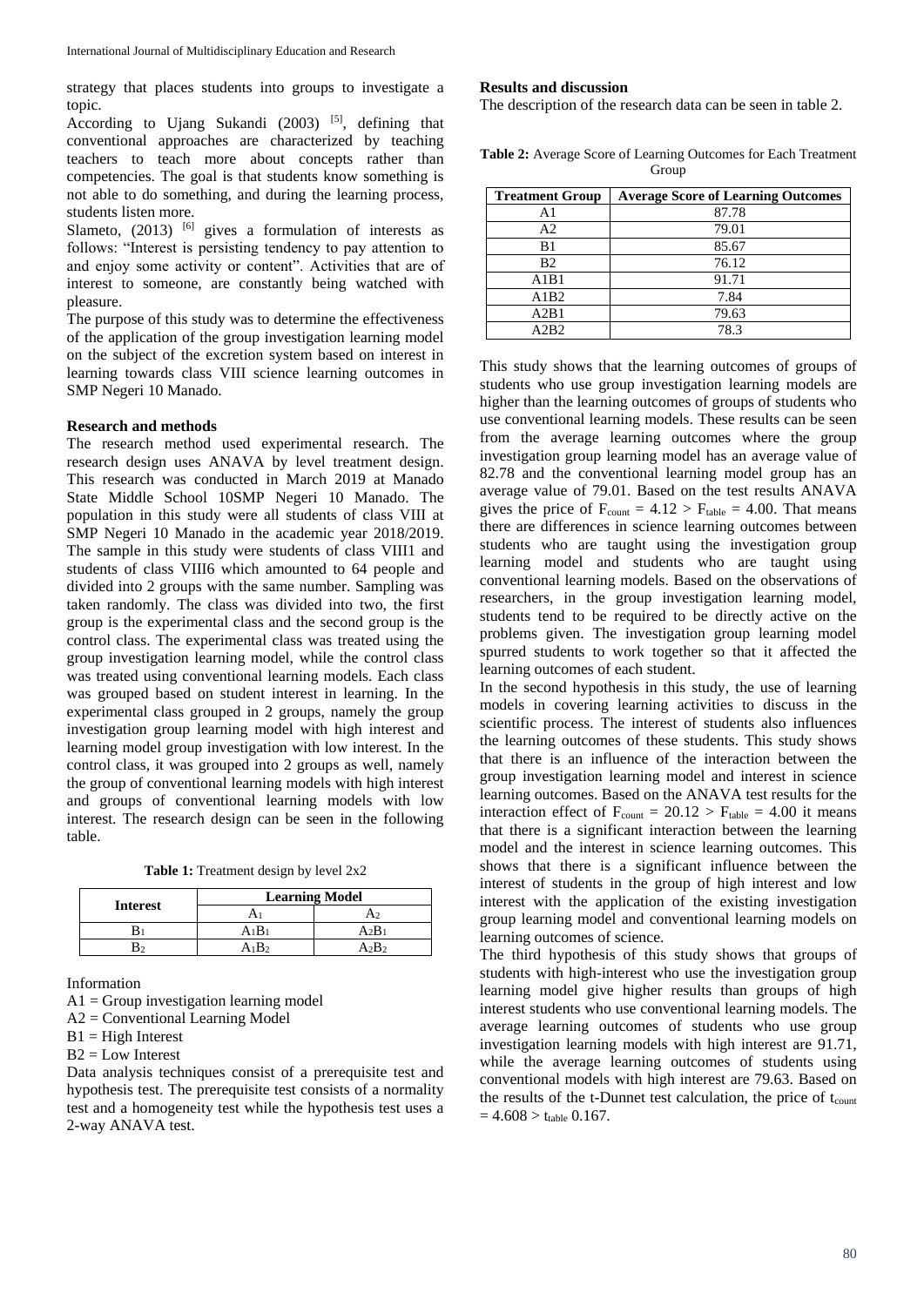strategy that places students into groups to investigate a topic.

According to Ujang Sukandi (2003) [5], defining that conventional approaches are characterized by teaching teachers to teach more about concepts rather than competencies. The goal is that students know something is not able to do something, and during the learning process, students listen more.

Slameto, (2013) [6] gives a formulation of interests as follows: "Interest is persisting tendency to pay attention to and enjoy some activity or content". Activities that are of interest to someone, are constantly being watched with pleasure.

The purpose of this study was to determine the effectiveness of the application of the group investigation learning model on the subject of the excretion system based on interest in learning towards class VIII science learning outcomes in SMP Negeri 10 Manado.

**Research and methods**

The research method used experimental research. The research design uses ANAVA by level treatment design. This research was conducted in March 2019 at Manado State Middle School 10SMP Negeri 10 Manado. The population in this study were all students of class VIII at SMP Negeri 10 Manado in the academic year 2018/2019. The sample in this study were students of class VIII1 and students of class VIII6 which amounted to 64 people and divided into 2 groups with the same number. Sampling was taken randomly. The class was divided into two, the first group is the experimental class and the second group is the control class. The experimental class was treated using the group investigation learning model, while the control class was treated using conventional learning models. Each class was grouped based on student interest in learning. In the experimental class grouped in 2 groups, namely the group investigation group learning model with high interest and learning model group investigation with low interest. In the control class, it was grouped into 2 groups as well, namely the group of conventional learning models with high interest and groups of conventional learning models with low interest. The research design can be seen in the following table.

**Table 1:** Treatment design by level 2x2

| Interest | Learning Model | |
|---|---|---|
| | $A_1$ | $A_2$ |
| $B_1$ | $A_1B_1$ | $A_2B_1$ |
| $B_2$ | $A_1B_2$ | $A_2B_2$ |

Information

A1 = Group investigation learning model

A2 = Conventional Learning Model

B1 = High Interest

B2 = Low Interest

Data analysis techniques consist of a prerequisite test and hypothesis test. The prerequisite test consists of a normality test and a homogeneity test while the hypothesis test uses a 2-way ANAVA test.

**Results and discussion**

The description of the research data can be seen in table 2.

**Table 2:** Average Score of Learning Outcomes for Each Treatment Group

| Treatment Group | Average Score of Learning Outcomes |
|---|---|
| A1 | 87.78 |
| A2 | 79.01 |
| B1 | 85.67 |
| B2 | 76.12 |
| A1B1 | 91.71 |
| A1B2 | 7.84 |
| A2B1 | 79.63 |
| A2B2 | 78.3 |

This study shows that the learning outcomes of groups of students who use group investigation learning models are higher than the learning outcomes of groups of students who use conventional learning models. These results can be seen from the average learning outcomes where the group investigation group learning model has an average value of 82.78 and the conventional learning model group has an average value of 79.01. Based on the test results ANAVA gives the price of $F_{count} = 4.12 > F_{table} = 4.00$. That means there are differences in science learning outcomes between students who are taught using the investigation group learning model and students who are taught using conventional learning models. Based on the observations of researchers, in the group investigation learning model, students tend to be required to be directly active on the problems given. The investigation group learning model spurred students to work together so that it affected the learning outcomes of each student.

In the second hypothesis in this study, the use of learning models in covering learning activities to discuss in the scientific process. The interest of students also influences the learning outcomes of these students. This study shows that there is an influence of the interaction between the group investigation learning model and interest in science learning outcomes. Based on the ANAVA test results for the interaction effect of $F_{count} = 20.12 > F_{table} = 4.00$ it means that there is a significant interaction between the learning model and the interest in science learning outcomes. This shows that there is a significant influence between the interest of students in the group of high interest and low interest with the application of the existing investigation group learning model and conventional learning models on learning outcomes of science.

The third hypothesis of this study shows that groups of students with high-interest who use the investigation group learning model give higher results than groups of high interest students who use conventional learning models. The average learning outcomes of students who use group investigation learning models with high interest are 91.71, while the average learning outcomes of students using conventional models with high interest are 79.63. Based on the results of the t-Dunnet test calculation, the price of $t_{count} = 4.608 > t_{table}$ 0.167.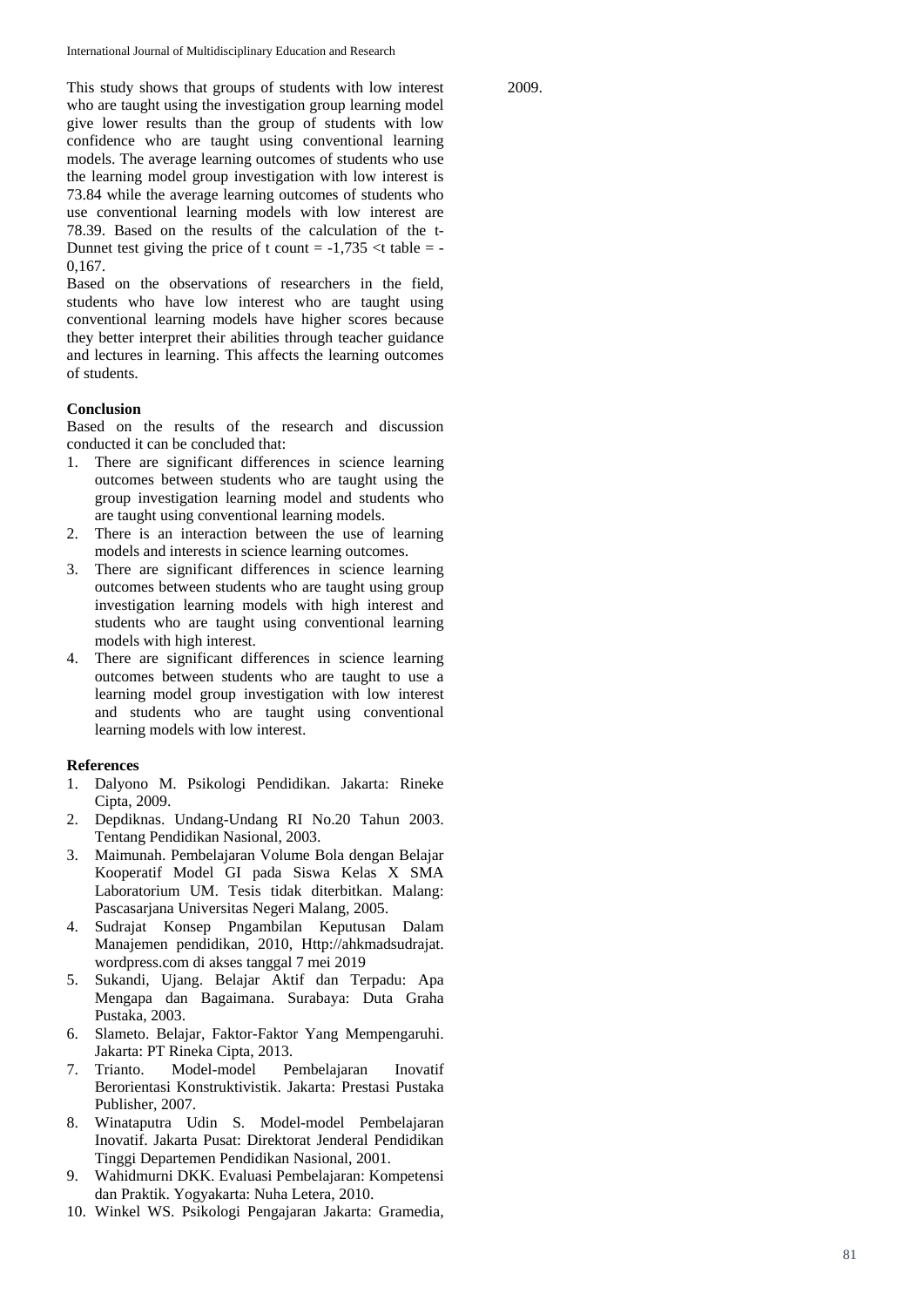This study shows that groups of students with low interest who are taught using the investigation group learning model give lower results than the group of students with low confidence who are taught using conventional learning models. The average learning outcomes of students who use the learning model group investigation with low interest is 73.84 while the average learning outcomes of students who use conventional learning models with low interest are 78.39. Based on the results of the calculation of the t-Dunnet test giving the price of t count = -1,735 <t table = -0,167.

Based on the observations of researchers in the field, students who have low interest who are taught using conventional learning models have higher scores because they better interpret their abilities through teacher guidance and lectures in learning. This affects the learning outcomes of students.

## Conclusion

Based on the results of the research and discussion conducted it can be concluded that:

1. There are significant differences in science learning outcomes between students who are taught using the group investigation learning model and students who are taught using conventional learning models.
2. There is an interaction between the use of learning models and interests in science learning outcomes.
3. There are significant differences in science learning outcomes between students who are taught using group investigation learning models with high interest and students who are taught using conventional learning models with high interest.
4. There are significant differences in science learning outcomes between students who are taught to use a learning model group investigation with low interest and students who are taught using conventional learning models with low interest.

## References

1. Dalyono M. Psikologi Pendidikan. Jakarta: Rineke Cipta, 2009.
2. Depdiknas. Undang-Undang RI No.20 Tahun 2003. Tentang Pendidikan Nasional, 2003.
3. Maimunah. Pembelajaran Volume Bola dengan Belajar Kooperatif Model GI pada Siswa Kelas X SMA Laboratorium UM. Tesis tidak diterbitkan. Malang: Pascasarjana Universitas Negeri Malang, 2005.
4. Sudrajat Konsep Pngambilan Keputusan Dalam Manajemen pendidikan, 2010, Http://ahkmadsudrajat.wordpress.com di akses tanggal 7 mei 2019
5. Sukandi, Ujang. Belajar Aktif dan Terpadu: Apa Mengapa dan Bagaimana. Surabaya: Duta Graha Pustaka, 2003.
6. Slameto. Belajar, Faktor-Faktor Yang Mempengaruhi. Jakarta: PT Rineka Cipta, 2013.
7. Trianto. Model-model Pembelajaran Inovatif Berorientasi Konstruktivistik. Jakarta: Prestasi Pustaka Publisher, 2007.
8. Winataputra Udin S. Model-model Pembelajaran Inovatif. Jakarta Pusat: Direktorat Jenderal Pendidikan Tinggi Departemen Pendidikan Nasional, 2001.
9. Wahidmurni DKK. Evaluasi Pembelajaran: Kompetensi dan Praktik. Yogyakarta: Nuha Letera, 2010.
10. Winkel WS. Psikologi Pengajaran Jakarta: Gramedia, 2009.